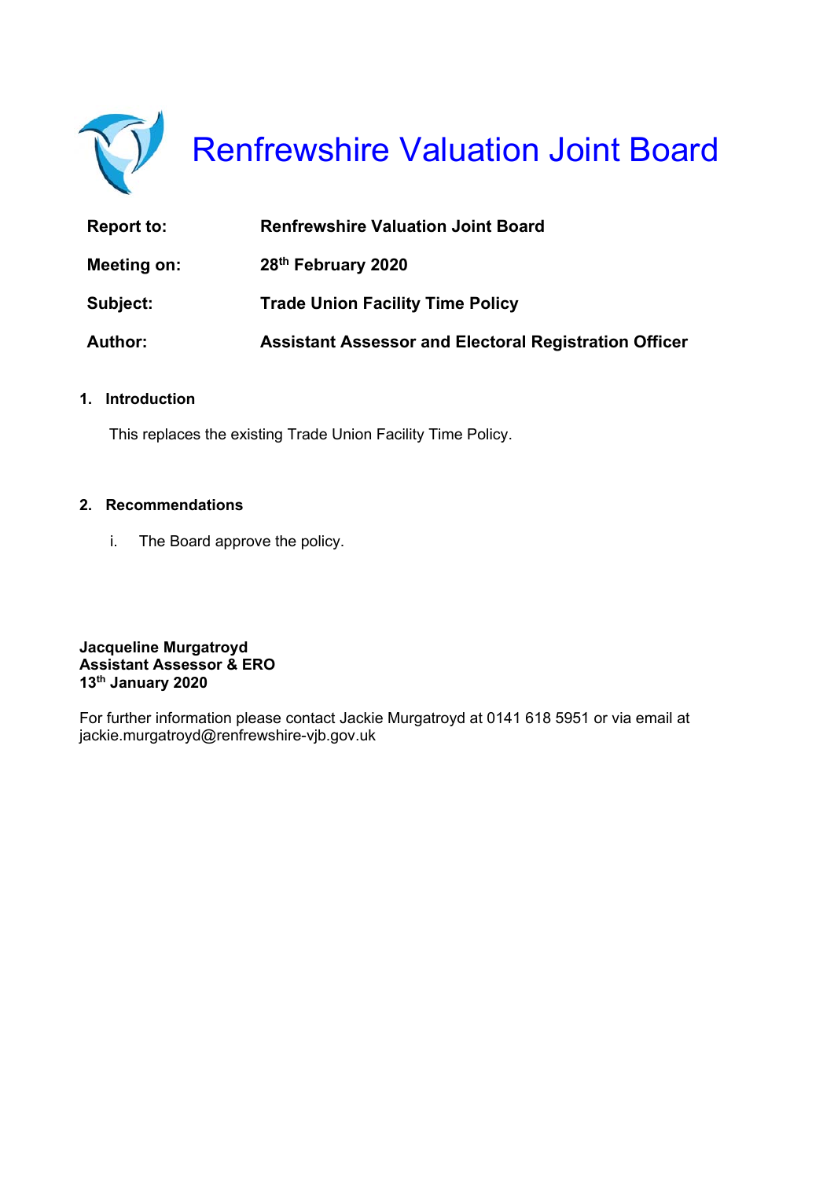# Renfrewshire Valuation Joint Board

| | |
|---|---|
| **Report to:** | **Renfrewshire Valuation Joint Board** |
| **Meeting on:** | **28th February 2020** |
| **Subject:** | **Trade Union Facility Time Policy** |
| **Author:** | **Assistant Assessor and Electoral Registration Officer** |

## 1. Introduction

This replaces the existing Trade Union Facility Time Policy.

## 2. Recommendations

i. The Board approve the policy.

**Jacqueline Murgatroyd**
**Assistant Assessor & ERO**
**13th January 2020**

For further information please contact Jackie Murgatroyd at 0141 618 5951 or via email at jackie.murgatroyd@renfrewshire-vjb.gov.uk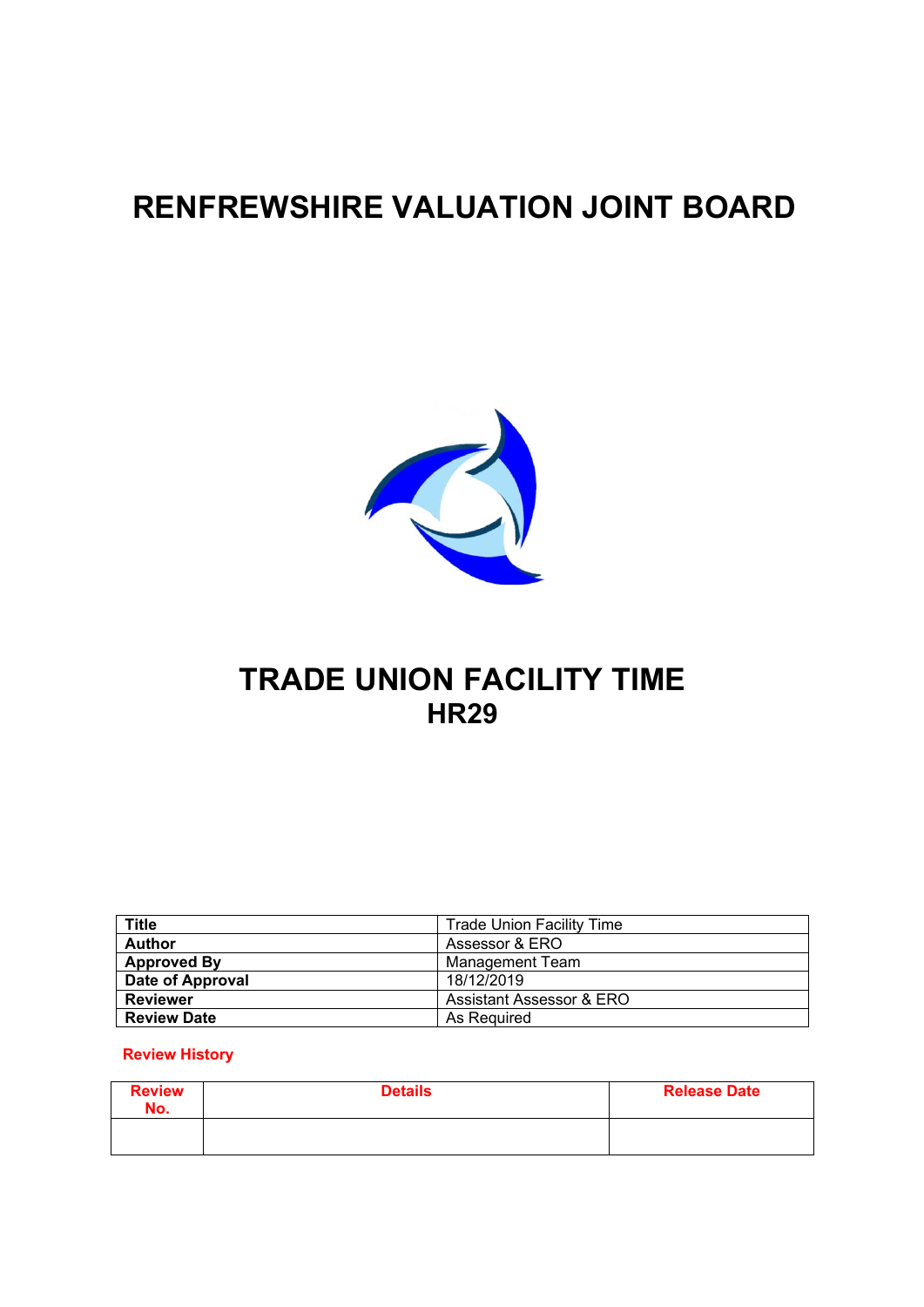# RENFREWSHIRE VALUATION JOINT BOARD

# TRADE UNION FACILITY TIME
## HR29

| Title | Trade Union Facility Time |
|---|---|
| Author | Assessor & ERO |
| Approved By | Management Team |
| Date of Approval | 18/12/2019 |
| Reviewer | Assistant Assessor & ERO |
| Review Date | As Required |

**Review History**

| Review No. | Details | Release Date |
|---|---|---|
| | | |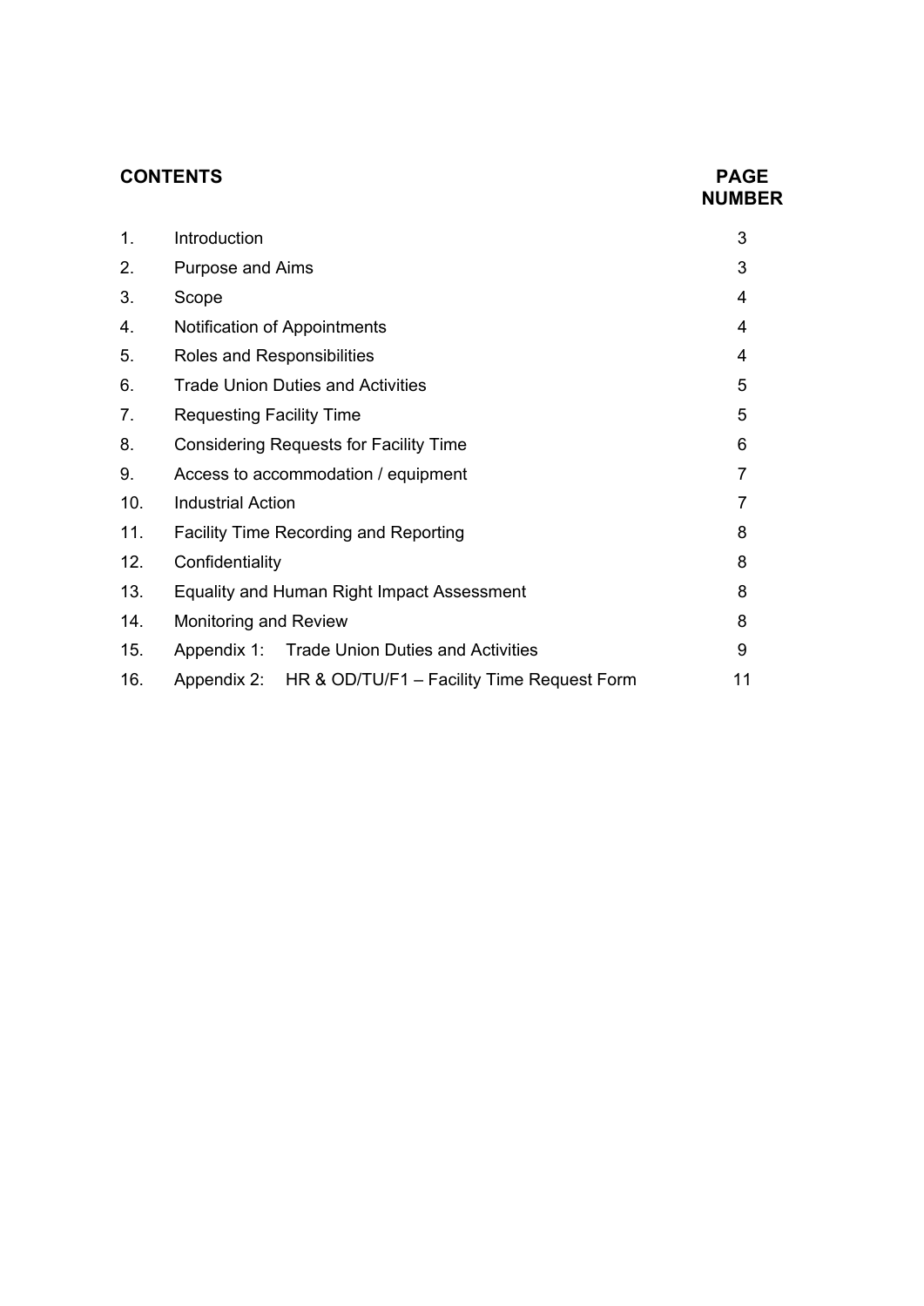**CONTENTS** | **PAGE NUMBER**

| | | PAGE NUMBER |
|---|---|---|
| 1. | Introduction | 3 |
| 2. | Purpose and Aims | 3 |
| 3. | Scope | 4 |
| 4. | Notification of Appointments | 4 |
| 5. | Roles and Responsibilities | 4 |
| 6. | Trade Union Duties and Activities | 5 |
| 7. | Requesting Facility Time | 5 |
| 8. | Considering Requests for Facility Time | 6 |
| 9. | Access to accommodation / equipment | 7 |
| 10. | Industrial Action | 7 |
| 11. | Facility Time Recording and Reporting | 8 |
| 12. | Confidentiality | 8 |
| 13. | Equality and Human Right Impact Assessment | 8 |
| 14. | Monitoring and Review | 8 |
| 15. | Appendix 1: Trade Union Duties and Activities | 9 |
| 16. | Appendix 2: HR & OD/TU/F1 – Facility Time Request Form | 11 |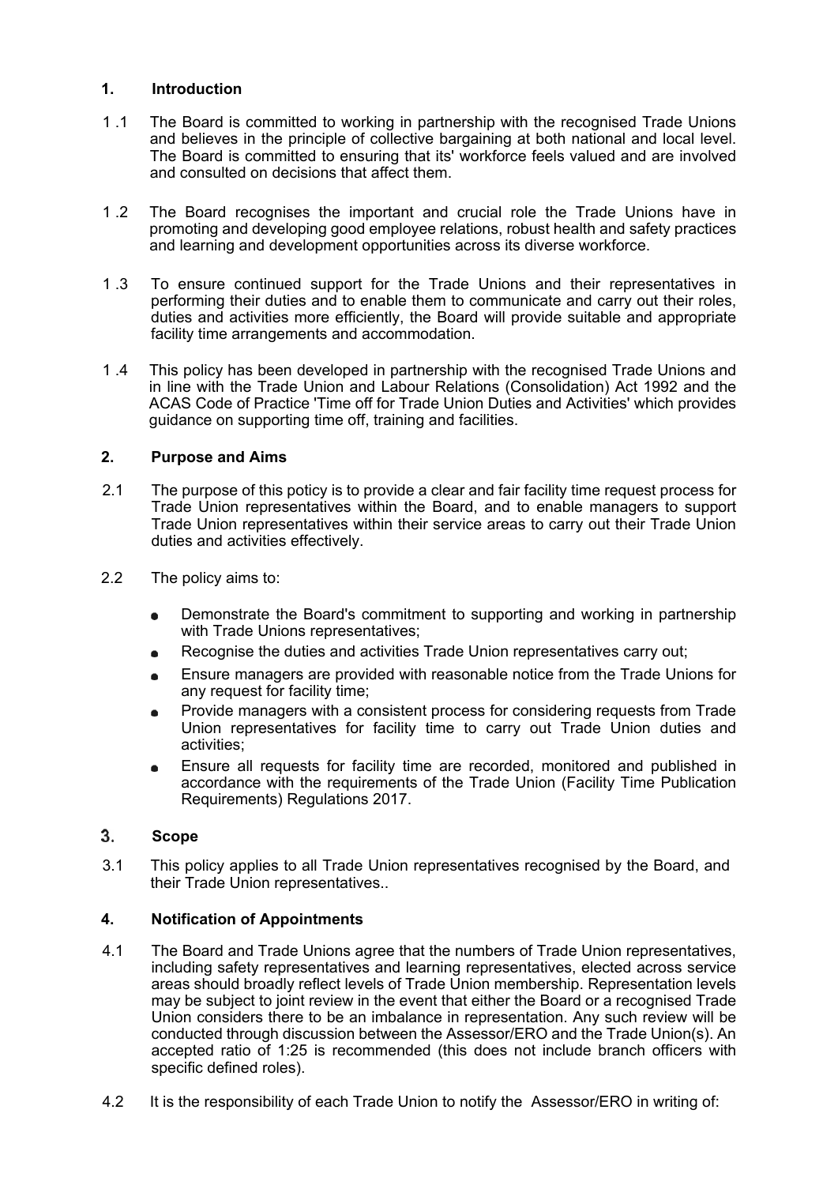## 1. Introduction

1 .1 The Board is committed to working in partnership with the recognised Trade Unions and believes in the principle of collective bargaining at both national and local level. The Board is committed to ensuring that its' workforce feels valued and are involved and consulted on decisions that affect them.

1 .2 The Board recognises the important and crucial role the Trade Unions have in promoting and developing good employee relations, robust health and safety practices and learning and development opportunities across its diverse workforce.

1 .3 To ensure continued support for the Trade Unions and their representatives in performing their duties and to enable them to communicate and carry out their roles, duties and activities more efficiently, the Board will provide suitable and appropriate facility time arrangements and accommodation.

1 .4 This policy has been developed in partnership with the recognised Trade Unions and in line with the Trade Union and Labour Relations (Consolidation) Act 1992 and the ACAS Code of Practice 'Time off for Trade Union Duties and Activities' which provides guidance on supporting time off, training and facilities.

## 2. Purpose and Aims

2.1 The purpose of this poticy is to provide a clear and fair facility time request process for Trade Union representatives within the Board, and to enable managers to support Trade Union representatives within their service areas to carry out their Trade Union duties and activities effectively.

2.2 The policy aims to:

- Demonstrate the Board's commitment to supporting and working in partnership with Trade Unions representatives;
- Recognise the duties and activities Trade Union representatives carry out;
- Ensure managers are provided with reasonable notice from the Trade Unions for any request for facility time;
- Provide managers with a consistent process for considering requests from Trade Union representatives for facility time to carry out Trade Union duties and activities;
- Ensure all requests for facility time are recorded, monitored and published in accordance with the requirements of the Trade Union (Facility Time Publication Requirements) Regulations 2017.

## 3. Scope

3.1 This policy applies to all Trade Union representatives recognised by the Board, and their Trade Union representatives..

## 4. Notification of Appointments

4.1 The Board and Trade Unions agree that the numbers of Trade Union representatives, including safety representatives and learning representatives, elected across service areas should broadly reflect levels of Trade Union membership. Representation levels may be subject to joint review in the event that either the Board or a recognised Trade Union considers there to be an imbalance in representation. Any such review will be conducted through discussion between the Assessor/ERO and the Trade Union(s). An accepted ratio of 1:25 is recommended (this does not include branch officers with specific defined roles).

4.2 It is the responsibility of each Trade Union to notify the Assessor/ERO in writing of: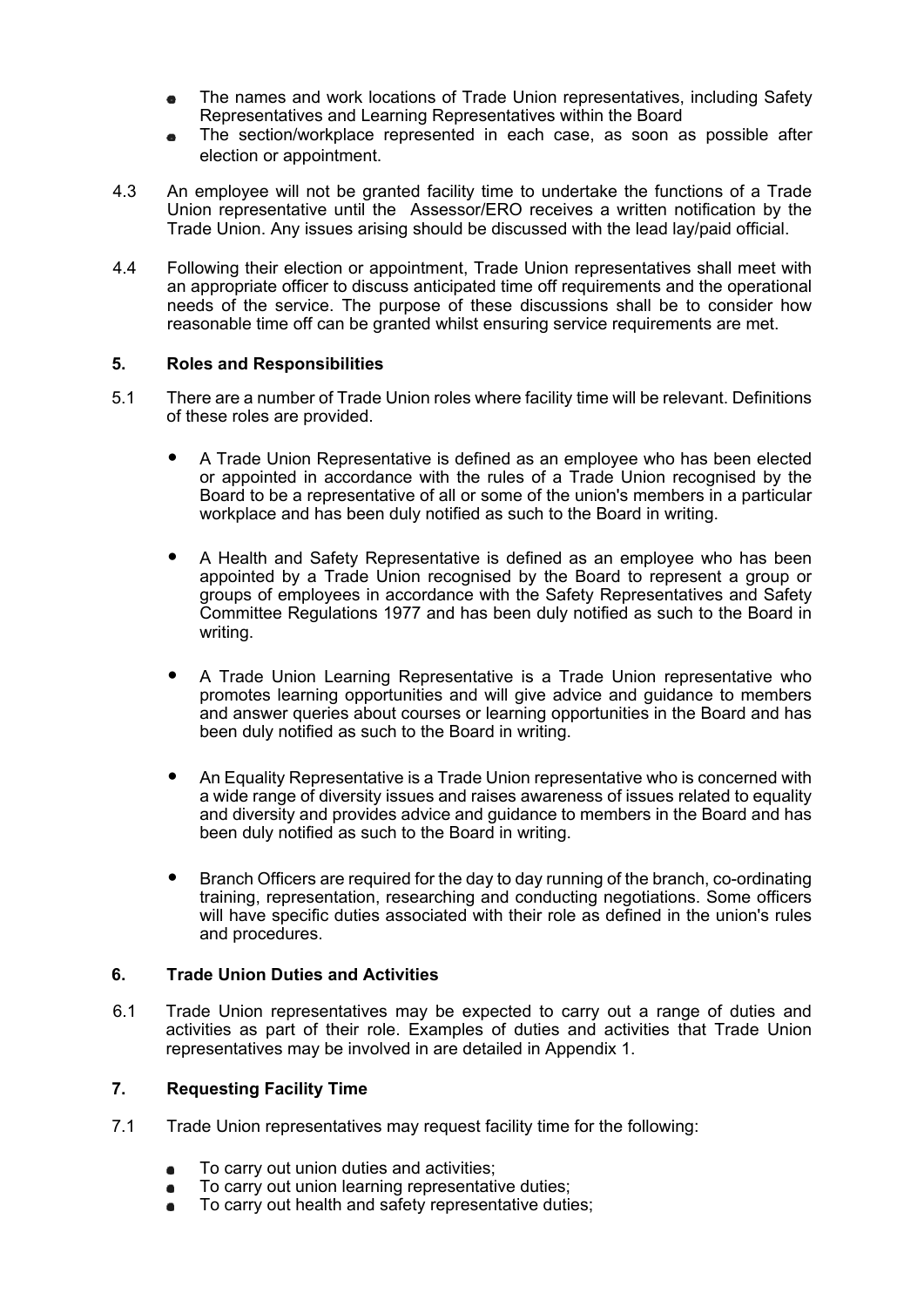- The names and work locations of Trade Union representatives, including Safety Representatives and Learning Representatives within the Board
- The section/workplace represented in each case, as soon as possible after election or appointment.

4.3 An employee will not be granted facility time to undertake the functions of a Trade Union representative until the Assessor/ERO receives a written notification by the Trade Union. Any issues arising should be discussed with the lead lay/paid official.

4.4 Following their election or appointment, Trade Union representatives shall meet with an appropriate officer to discuss anticipated time off requirements and the operational needs of the service. The purpose of these discussions shall be to consider how reasonable time off can be granted whilst ensuring service requirements are met.

## 5. Roles and Responsibilities

5.1 There are a number of Trade Union roles where facility time will be relevant. Definitions of these roles are provided.

- A Trade Union Representative is defined as an employee who has been elected or appointed in accordance with the rules of a Trade Union recognised by the Board to be a representative of all or some of the union's members in a particular workplace and has been duly notified as such to the Board in writing.

- A Health and Safety Representative is defined as an employee who has been appointed by a Trade Union recognised by the Board to represent a group or groups of employees in accordance with the Safety Representatives and Safety Committee Regulations 1977 and has been duly notified as such to the Board in writing.

- A Trade Union Learning Representative is a Trade Union representative who promotes learning opportunities and will give advice and guidance to members and answer queries about courses or learning opportunities in the Board and has been duly notified as such to the Board in writing.

- An Equality Representative is a Trade Union representative who is concerned with a wide range of diversity issues and raises awareness of issues related to equality and diversity and provides advice and guidance to members in the Board and has been duly notified as such to the Board in writing.

- Branch Officers are required for the day to day running of the branch, co-ordinating training, representation, researching and conducting negotiations. Some officers will have specific duties associated with their role as defined in the union's rules and procedures.

## 6. Trade Union Duties and Activities

6.1 Trade Union representatives may be expected to carry out a range of duties and activities as part of their role. Examples of duties and activities that Trade Union representatives may be involved in are detailed in Appendix 1.

## 7. Requesting Facility Time

7.1 Trade Union representatives may request facility time for the following:

- To carry out union duties and activities;
- To carry out union learning representative duties;
- To carry out health and safety representative duties;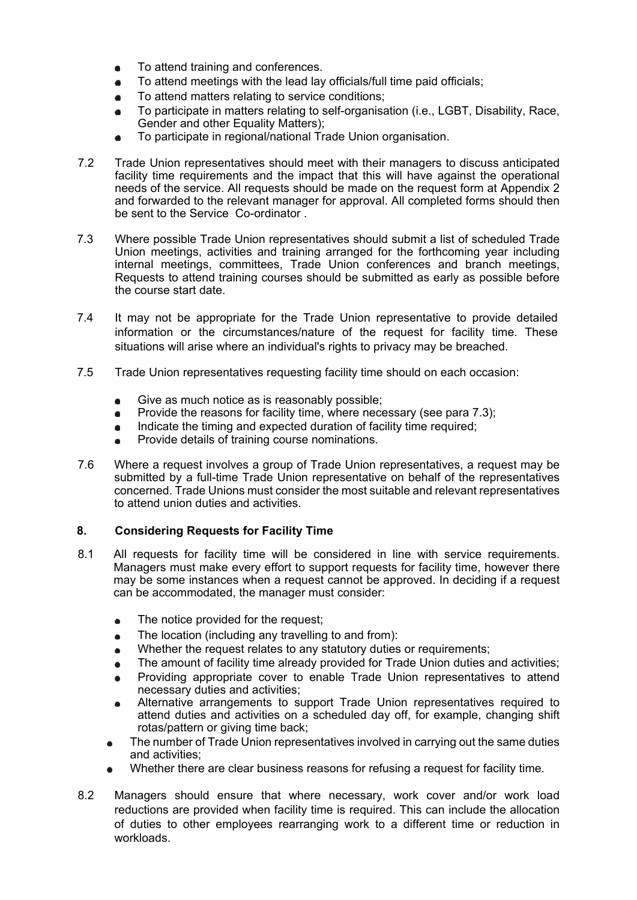- To attend training and conferences.
- To attend meetings with the lead lay officials/full time paid officials;
- To attend matters relating to service conditions;
- To participate in matters relating to self-organisation (i.e., LGBT, Disability, Race, Gender and other Equality Matters);
- To participate in regional/national Trade Union organisation.

7.2 Trade Union representatives should meet with their managers to discuss anticipated facility time requirements and the impact that this will have against the operational needs of the service. All requests should be made on the request form at Appendix 2 and forwarded to the relevant manager for approval. All completed forms should then be sent to the Service Co-ordinator .

7.3 Where possible Trade Union representatives should submit a list of scheduled Trade Union meetings, activities and training arranged for the forthcoming year including internal meetings, committees, Trade Union conferences and branch meetings, Requests to attend training courses should be submitted as early as possible before the course start date.

7.4 It may not be appropriate for the Trade Union representative to provide detailed information or the circumstances/nature of the request for facility time. These situations will arise where an individual's rights to privacy may be breached.

7.5 Trade Union representatives requesting facility time should on each occasion:

- Give as much notice as is reasonably possible;
- Provide the reasons for facility time, where necessary (see para 7.3);
- Indicate the timing and expected duration of facility time required;
- Provide details of training course nominations.

7.6 Where a request involves a group of Trade Union representatives, a request may be submitted by a full-time Trade Union representative on behalf of the representatives concerned. Trade Unions must consider the most suitable and relevant representatives to attend union duties and activities.

## 8. Considering Requests for Facility Time

8.1 All requests for facility time will be considered in line with service requirements. Managers must make every effort to support requests for facility time, however there may be some instances when a request cannot be approved. In deciding if a request can be accommodated, the manager must consider:

- The notice provided for the request;
- The location (including any travelling to and from):
- Whether the request relates to any statutory duties or requirements;
- The amount of facility time already provided for Trade Union duties and activities;
- Providing appropriate cover to enable Trade Union representatives to attend necessary duties and activities;
- Alternative arrangements to support Trade Union representatives required to attend duties and activities on a scheduled day off, for example, changing shift rotas/pattern or giving time back;
- The number of Trade Union representatives involved in carrying out the same duties and activities;
- Whether there are clear business reasons for refusing a request for facility time.

8.2 Managers should ensure that where necessary, work cover and/or work load reductions are provided when facility time is required. This can include the allocation of duties to other employees rearranging work to a different time or reduction in workloads.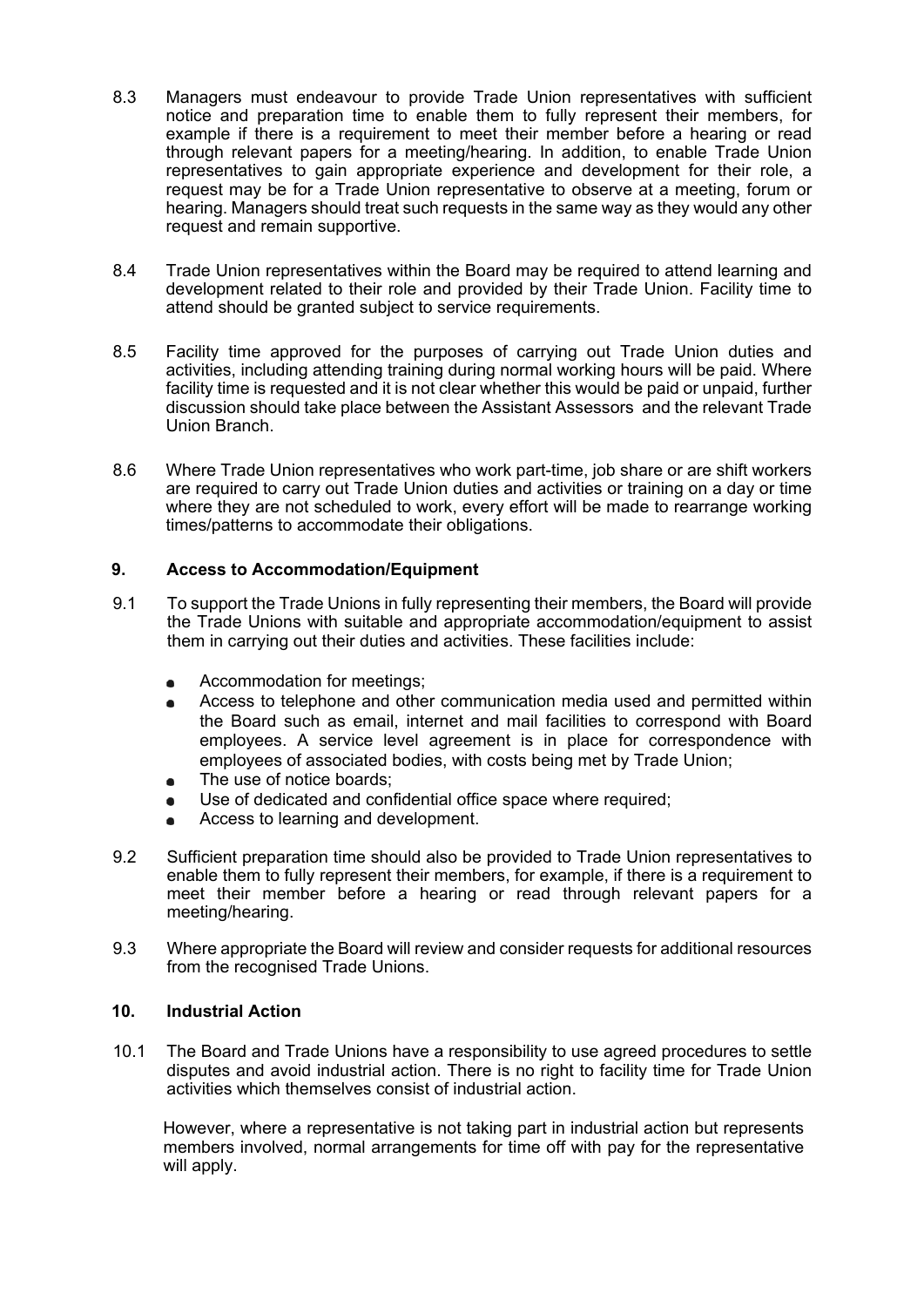8.3 Managers must endeavour to provide Trade Union representatives with sufficient notice and preparation time to enable them to fully represent their members, for example if there is a requirement to meet their member before a hearing or read through relevant papers for a meeting/hearing. In addition, to enable Trade Union representatives to gain appropriate experience and development for their role, a request may be for a Trade Union representative to observe at a meeting, forum or hearing. Managers should treat such requests in the same way as they would any other request and remain supportive.

8.4 Trade Union representatives within the Board may be required to attend learning and development related to their role and provided by their Trade Union. Facility time to attend should be granted subject to service requirements.

8.5 Facility time approved for the purposes of carrying out Trade Union duties and activities, including attending training during normal working hours will be paid. Where facility time is requested and it is not clear whether this would be paid or unpaid, further discussion should take place between the Assistant Assessors and the relevant Trade Union Branch.

8.6 Where Trade Union representatives who work part-time, job share or are shift workers are required to carry out Trade Union duties and activities or training on a day or time where they are not scheduled to work, every effort will be made to rearrange working times/patterns to accommodate their obligations.

## 9. Access to Accommodation/Equipment

9.1 To support the Trade Unions in fully representing their members, the Board will provide the Trade Unions with suitable and appropriate accommodation/equipment to assist them in carrying out their duties and activities. These facilities include:

- Accommodation for meetings;
- Access to telephone and other communication media used and permitted within the Board such as email, internet and mail facilities to correspond with Board employees. A service level agreement is in place for correspondence with employees of associated bodies, with costs being met by Trade Union;
- The use of notice boards;
- Use of dedicated and confidential office space where required;
- Access to learning and development.

9.2 Sufficient preparation time should also be provided to Trade Union representatives to enable them to fully represent their members, for example, if there is a requirement to meet their member before a hearing or read through relevant papers for a meeting/hearing.

9.3 Where appropriate the Board will review and consider requests for additional resources from the recognised Trade Unions.

## 10. Industrial Action

10.1 The Board and Trade Unions have a responsibility to use agreed procedures to settle disputes and avoid industrial action. There is no right to facility time for Trade Union activities which themselves consist of industrial action.

However, where a representative is not taking part in industrial action but represents members involved, normal arrangements for time off with pay for the representative will apply.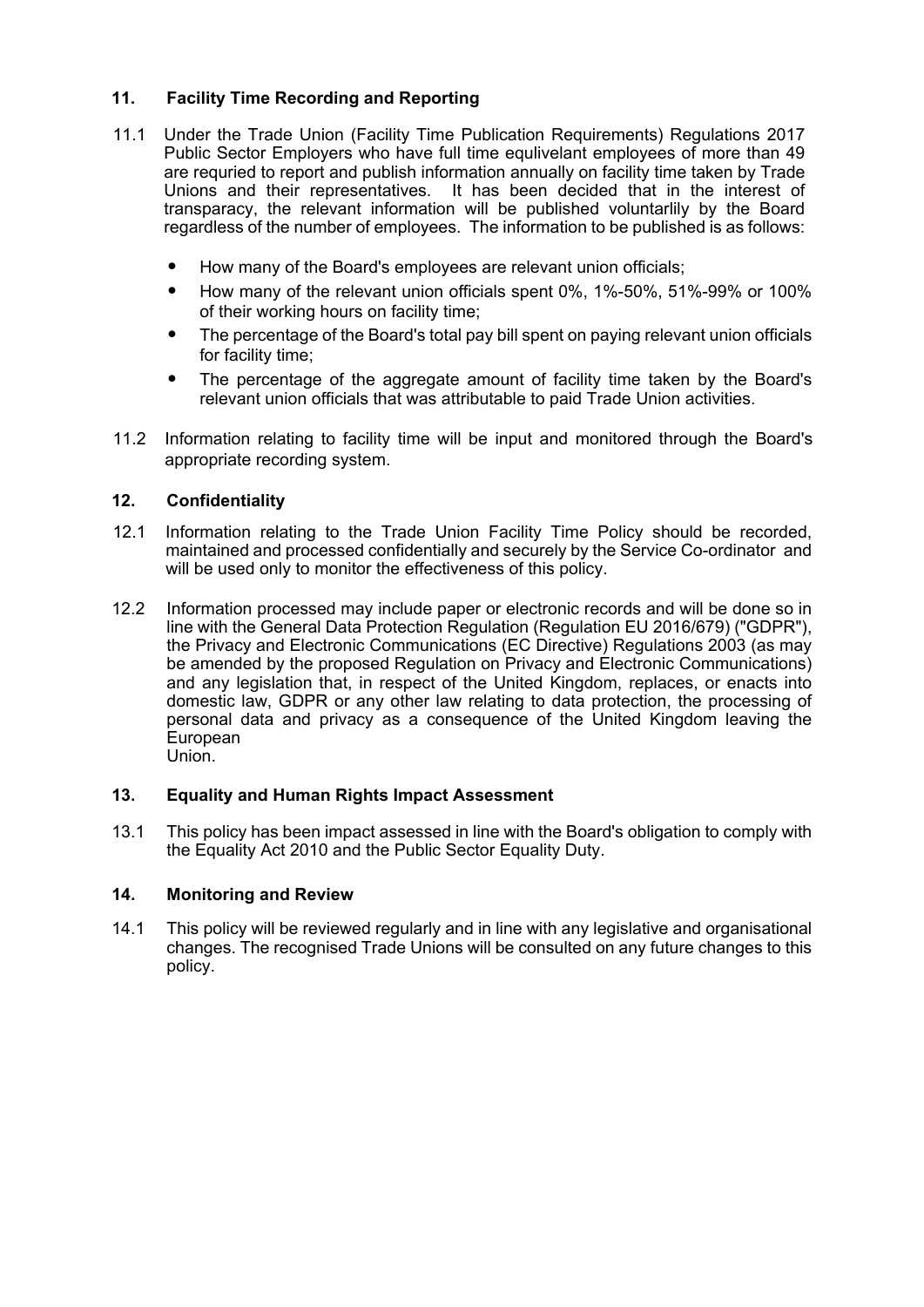## 11. Facility Time Recording and Reporting

11.1 Under the Trade Union (Facility Time Publication Requirements) Regulations 2017 Public Sector Employers who have full time equlivelant employees of more than 49 are requried to report and publish information annually on facility time taken by Trade Unions and their representatives. It has been decided that in the interest of transparacy, the relevant information will be published voluntarlily by the Board regardless of the number of employees. The information to be published is as follows:

- How many of the Board's employees are relevant union officials;
- How many of the relevant union officials spent 0%, 1%-50%, 51%-99% or 100% of their working hours on facility time;
- The percentage of the Board's total pay bill spent on paying relevant union officials for facility time;
- The percentage of the aggregate amount of facility time taken by the Board's relevant union officials that was attributable to paid Trade Union activities.

11.2 Information relating to facility time will be input and monitored through the Board's appropriate recording system.

## 12. Confidentiality

12.1 Information relating to the Trade Union Facility Time Policy should be recorded, maintained and processed confidentially and securely by the Service Co-ordinator and will be used only to monitor the effectiveness of this policy.

12.2 Information processed may include paper or electronic records and will be done so in line with the General Data Protection Regulation (Regulation EU 2016/679) ("GDPR"), the Privacy and Electronic Communications (EC Directive) Regulations 2003 (as may be amended by the proposed Regulation on Privacy and Electronic Communications) and any legislation that, in respect of the United Kingdom, replaces, or enacts into domestic law, GDPR or any other law relating to data protection, the processing of personal data and privacy as a consequence of the United Kingdom leaving the European Union.

## 13. Equality and Human Rights Impact Assessment

13.1 This policy has been impact assessed in line with the Board's obligation to comply with the Equality Act 2010 and the Public Sector Equality Duty.

## 14. Monitoring and Review

14.1 This policy will be reviewed regularly and in line with any legislative and organisational changes. The recognised Trade Unions will be consulted on any future changes to this policy.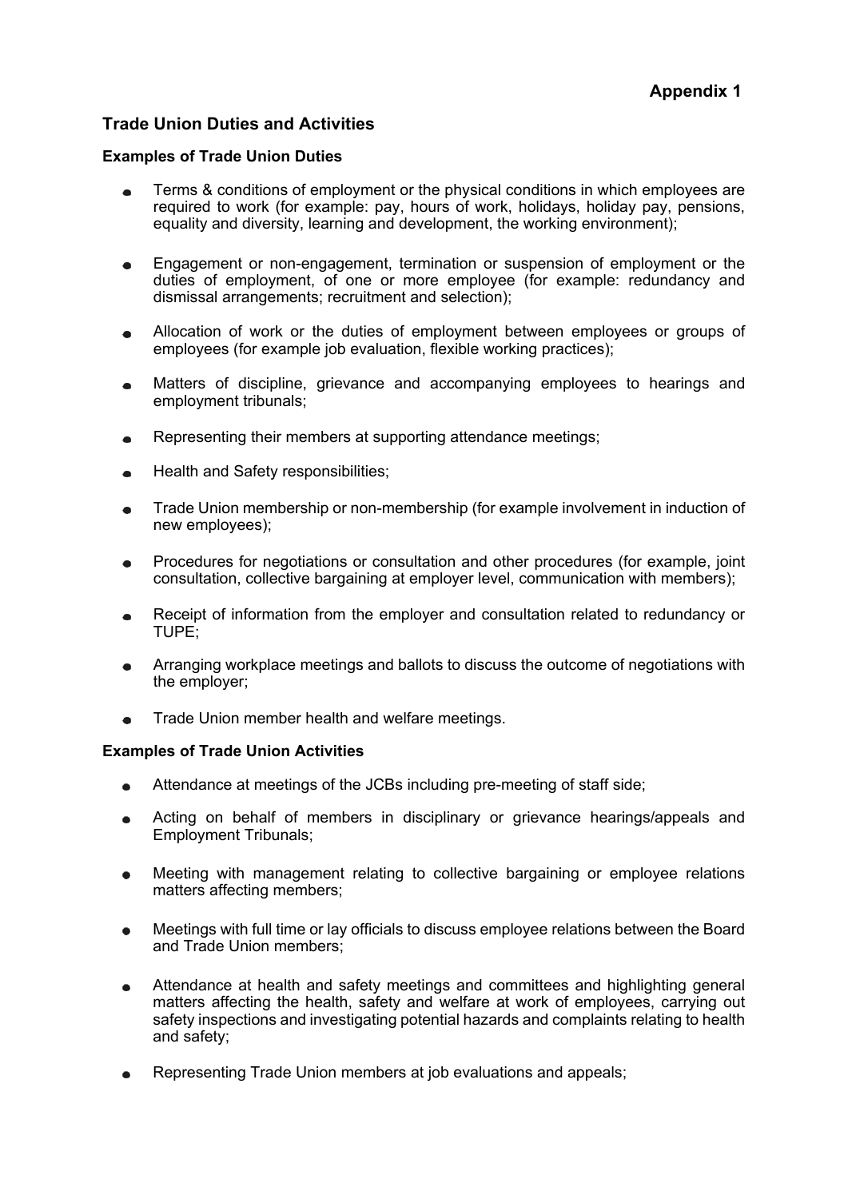**Appendix 1**

## Trade Union Duties and Activities

### Examples of Trade Union Duties

- Terms & conditions of employment or the physical conditions in which employees are required to work (for example: pay, hours of work, holidays, holiday pay, pensions, equality and diversity, learning and development, the working environment);
- Engagement or non-engagement, termination or suspension of employment or the duties of employment, of one or more employee (for example: redundancy and dismissal arrangements; recruitment and selection);
- Allocation of work or the duties of employment between employees or groups of employees (for example job evaluation, flexible working practices);
- Matters of discipline, grievance and accompanying employees to hearings and employment tribunals;
- Representing their members at supporting attendance meetings;
- Health and Safety responsibilities;
- Trade Union membership or non-membership (for example involvement in induction of new employees);
- Procedures for negotiations or consultation and other procedures (for example, joint consultation, collective bargaining at employer level, communication with members);
- Receipt of information from the employer and consultation related to redundancy or TUPE;
- Arranging workplace meetings and ballots to discuss the outcome of negotiations with the employer;
- Trade Union member health and welfare meetings.

### Examples of Trade Union Activities

- Attendance at meetings of the JCBs including pre-meeting of staff side;
- Acting on behalf of members in disciplinary or grievance hearings/appeals and Employment Tribunals;
- Meeting with management relating to collective bargaining or employee relations matters affecting members;
- Meetings with full time or lay officials to discuss employee relations between the Board and Trade Union members;
- Attendance at health and safety meetings and committees and highlighting general matters affecting the health, safety and welfare at work of employees, carrying out safety inspections and investigating potential hazards and complaints relating to health and safety;
- Representing Trade Union members at job evaluations and appeals;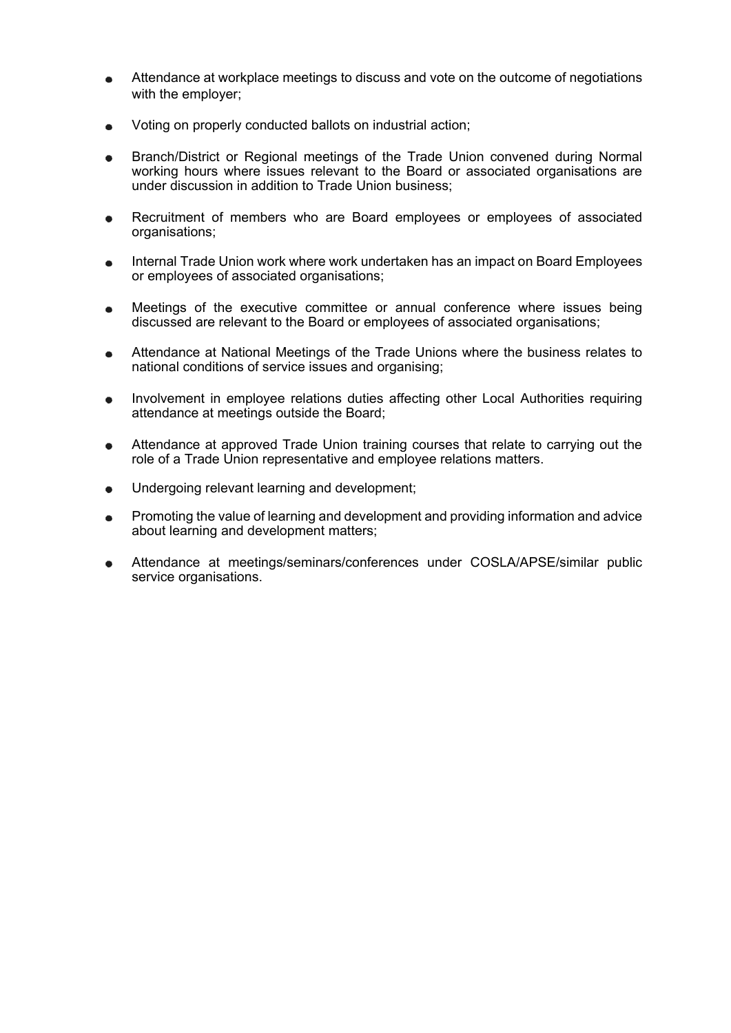- Attendance at workplace meetings to discuss and vote on the outcome of negotiations with the employer;

- Voting on properly conducted ballots on industrial action;

- Branch/District or Regional meetings of the Trade Union convened during Normal working hours where issues relevant to the Board or associated organisations are under discussion in addition to Trade Union business;

- Recruitment of members who are Board employees or employees of associated organisations;

- Internal Trade Union work where work undertaken has an impact on Board Employees or employees of associated organisations;

- Meetings of the executive committee or annual conference where issues being discussed are relevant to the Board or employees of associated organisations;

- Attendance at National Meetings of the Trade Unions where the business relates to national conditions of service issues and organising;

- Involvement in employee relations duties affecting other Local Authorities requiring attendance at meetings outside the Board;

- Attendance at approved Trade Union training courses that relate to carrying out the role of a Trade Union representative and employee relations matters.

- Undergoing relevant learning and development;

- Promoting the value of learning and development and providing information and advice about learning and development matters;

- Attendance at meetings/seminars/conferences under COSLA/APSE/similar public service organisations.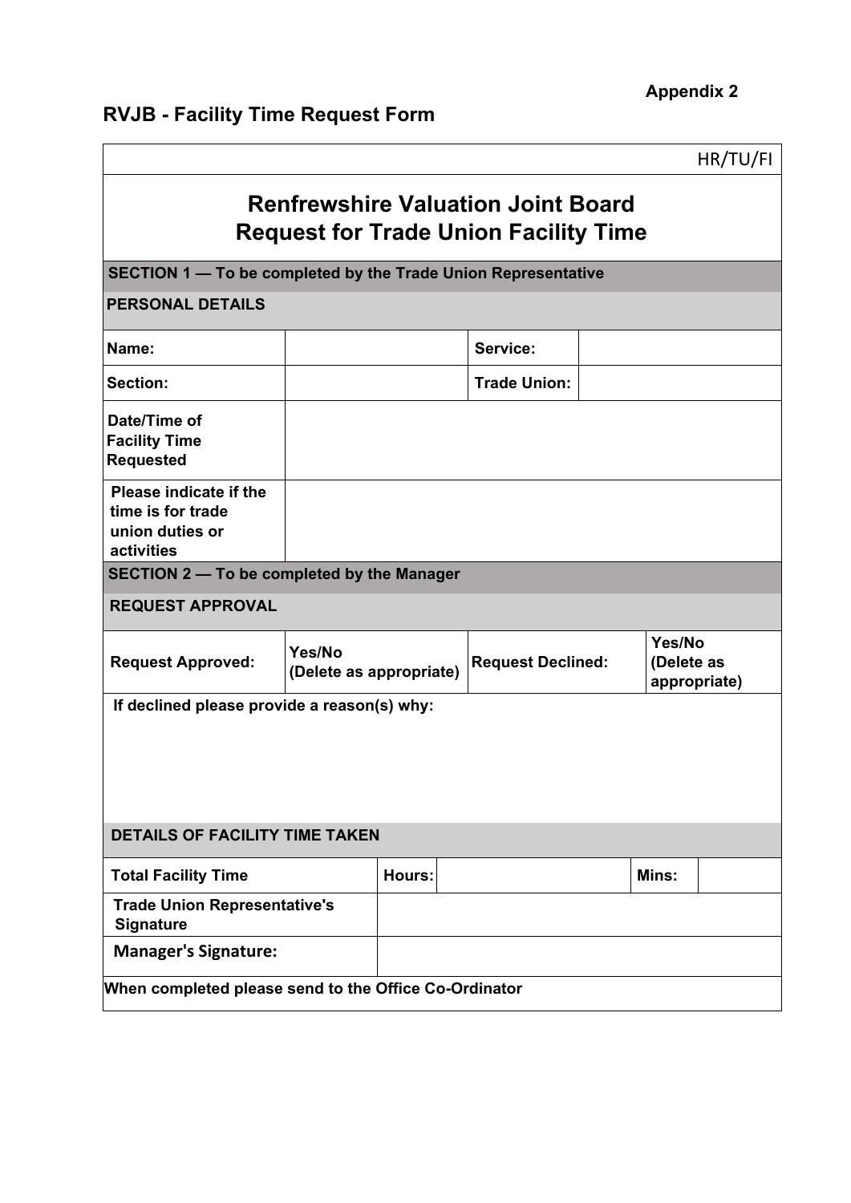**Appendix 2**

## RVJB - Facility Time Request Form

| | | | | | |
|---|---|---|---|---|---|
| HR/TU/FI | | | | | |
| **Renfrewshire Valuation Joint Board<br>Request for Trade Union Facility Time** | | | | | |
| **SECTION 1 — To be completed by the Trade Union Representative** | | | | | |
| **PERSONAL DETAILS** | | | | | |
| **Name:** | | | **Service:** | | |
| **Section:** | | | **Trade Union:** | | |
| **Date/Time of Facility Time Requested** | | | | | |
| **Please indicate if the time is for trade union duties or activities** | | | | | |
| **SECTION 2 — To be completed by the Manager** | | | | | |
| **REQUEST APPROVAL** | | | | | |
| **Request Approved:** | **Yes/No (Delete as appropriate)** | | **Request Declined:** | | **Yes/No (Delete as appropriate)** |
| **If declined please provide a reason(s) why:** | | | | | |
| **DETAILS OF FACILITY TIME TAKEN** | | | | | |
| **Total Facility Time** | **Hours:** | | | **Mins:** | |
| **Trade Union Representative's Signature** | | | | | |
| **Manager's Signature:** | | | | | |
| **When completed please send to the Office Co-Ordinator** | | | | | |